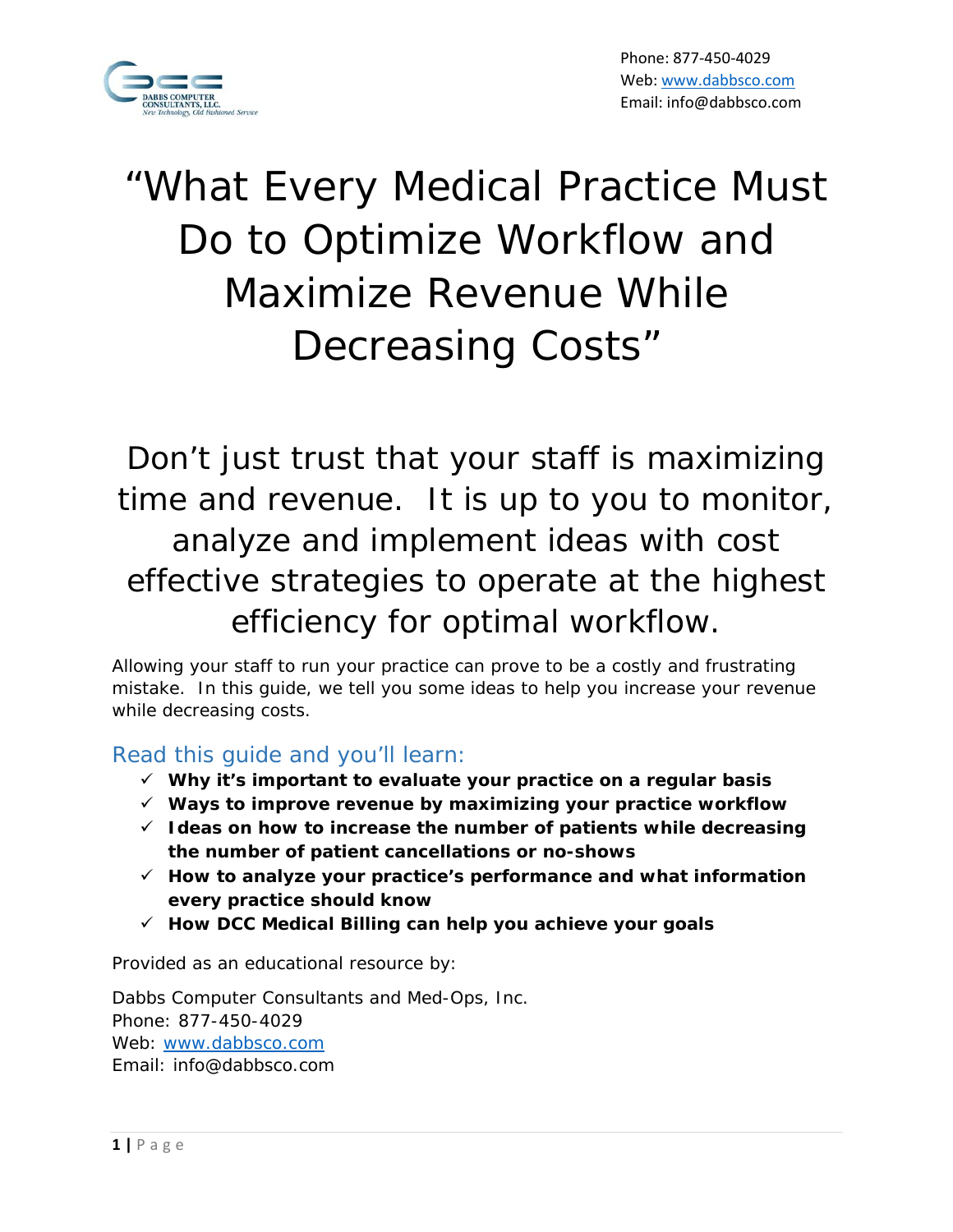Phone: 877-450-4029
Web: www.dabbsco.com
Email: info@dabbsco.com

# "What Every Medical Practice Must Do to Optimize Workflow and Maximize Revenue While Decreasing Costs"

## Don't just trust that your staff is maximizing time and revenue. It is up to you to monitor, analyze and implement ideas with cost effective strategies to operate at the highest efficiency for optimal workflow.

Allowing your staff to run your practice can prove to be a costly and frustrating mistake. In this guide, we tell you some ideas to help you increase your revenue while decreasing costs.

### Read this guide and you'll learn:

- ✓ **Why it's important to evaluate your practice on a regular basis**
- ✓ **Ways to improve revenue by maximizing your practice workflow**
- ✓ **Ideas on how to increase the number of patients while decreasing the number of patient cancellations or no-shows**
- ✓ **How to analyze your practice's performance and what information every practice should know**
- ✓ **How DCC Medical Billing can help you achieve your goals**

Provided as an educational resource by:

Dabbs Computer Consultants and Med-Ops, Inc.
Phone: 877-450-4029
Web: www.dabbsco.com
Email: info@dabbsco.com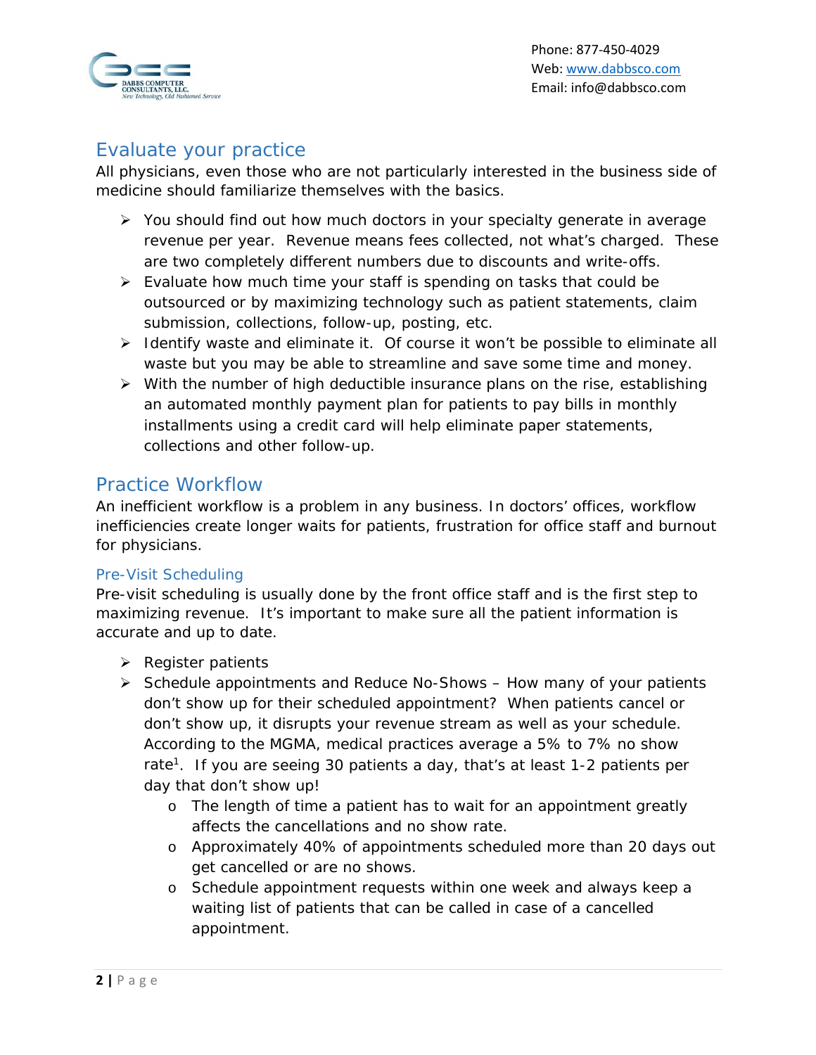## Evaluate your practice

All physicians, even those who are not particularly interested in the business side of medicine should familiarize themselves with the basics.

- You should find out how much doctors in your specialty generate in average revenue per year. Revenue means fees collected, not what's charged. These are two completely different numbers due to discounts and write-offs.
- Evaluate how much time your staff is spending on tasks that could be outsourced or by maximizing technology such as patient statements, claim submission, collections, follow-up, posting, etc.
- Identify waste and eliminate it. Of course it won't be possible to eliminate all waste but you may be able to streamline and save some time and money.
- With the number of high deductible insurance plans on the rise, establishing an automated monthly payment plan for patients to pay bills in monthly installments using a credit card will help eliminate paper statements, collections and other follow-up.

## Practice Workflow

An inefficient workflow is a problem in any business. In doctors' offices, workflow inefficiencies create longer waits for patients, frustration for office staff and burnout for physicians.

### Pre-Visit Scheduling

Pre-visit scheduling is usually done by the front office staff and is the first step to maximizing revenue. It's important to make sure all the patient information is accurate and up to date.

- Register patients
- Schedule appointments and Reduce No-Shows – How many of your patients don't show up for their scheduled appointment? When patients cancel or don't show up, it disrupts your revenue stream as well as your schedule. According to the MGMA, medical practices average a 5% to 7% no show rate[1]. If you are seeing 30 patients a day, that's at least 1-2 patients per day that don't show up!
  - The length of time a patient has to wait for an appointment greatly affects the cancellations and no show rate.
  - Approximately 40% of appointments scheduled more than 20 days out get cancelled or are no shows.
  - Schedule appointment requests within one week and always keep a waiting list of patients that can be called in case of a cancelled appointment.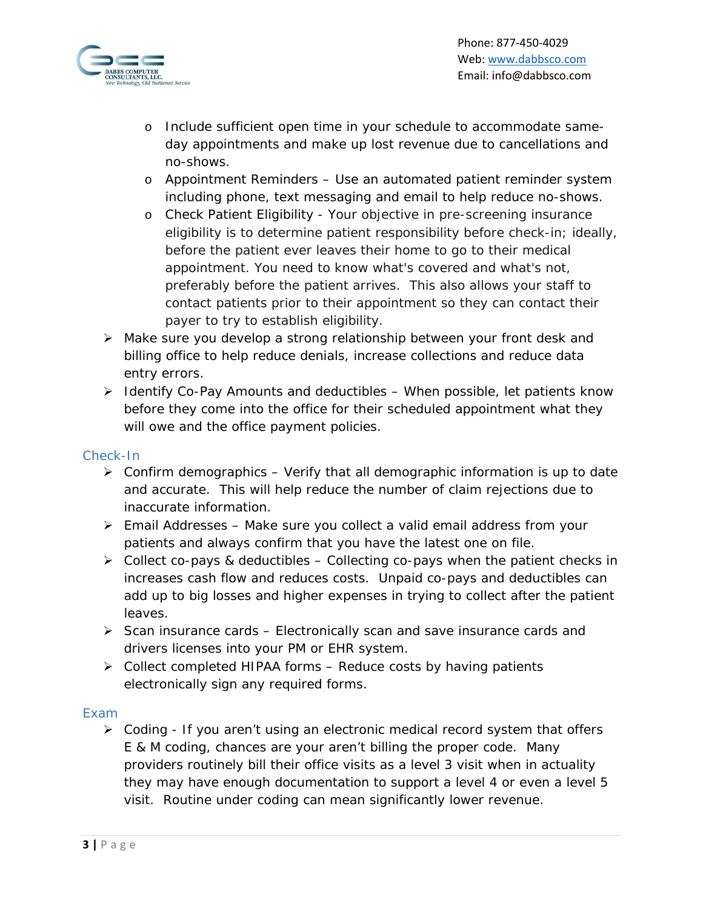- Include sufficient open time in your schedule to accommodate same-day appointments and make up lost revenue due to cancellations and no-shows.
    - Appointment Reminders – Use an automated patient reminder system including phone, text messaging and email to help reduce no-shows.
    - Check Patient Eligibility - Your objective in pre-screening insurance eligibility is to determine patient responsibility before check-in; ideally, before the patient ever leaves their home to go to their medical appointment. You need to know what's covered and what's not, preferably before the patient arrives. This also allows your staff to contact patients prior to their appointment so they can contact their payer to try to establish eligibility.
- Make sure you develop a strong relationship between your front desk and billing office to help reduce denials, increase collections and reduce data entry errors.
- Identify Co-Pay Amounts and deductibles – When possible, let patients know before they come into the office for their scheduled appointment what they will owe and the office payment policies.

## Check-In

- Confirm demographics – Verify that all demographic information is up to date and accurate. This will help reduce the number of claim rejections due to inaccurate information.
- Email Addresses – Make sure you collect a valid email address from your patients and always confirm that you have the latest one on file.
- Collect co-pays & deductibles – Collecting co-pays when the patient checks in increases cash flow and reduces costs. Unpaid co-pays and deductibles can add up to big losses and higher expenses in trying to collect after the patient leaves.
- Scan insurance cards – Electronically scan and save insurance cards and drivers licenses into your PM or EHR system.
- Collect completed HIPAA forms – Reduce costs by having patients electronically sign any required forms.

## Exam

- Coding - If you aren't using an electronic medical record system that offers E & M coding, chances are your aren't billing the proper code. Many providers routinely bill their office visits as a level 3 visit when in actuality they may have enough documentation to support a level 4 or even a level 5 visit. Routine under coding can mean significantly lower revenue.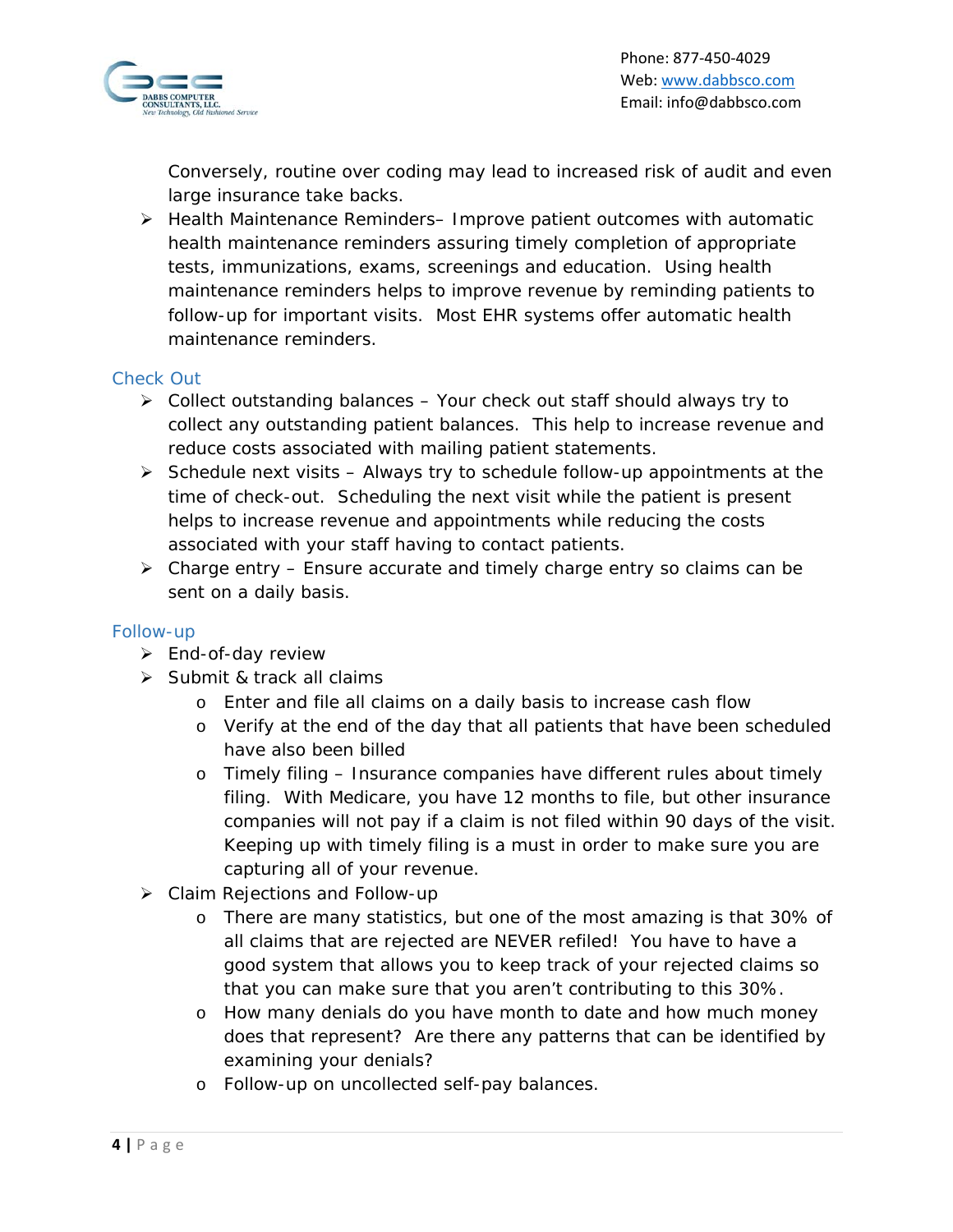Conversely, routine over coding may lead to increased risk of audit and even large insurance take backs.

- Health Maintenance Reminders– Improve patient outcomes with automatic health maintenance reminders assuring timely completion of appropriate tests, immunizations, exams, screenings and education. Using health maintenance reminders helps to improve revenue by reminding patients to follow-up for important visits. Most EHR systems offer automatic health maintenance reminders.

## Check Out

- Collect outstanding balances – Your check out staff should always try to collect any outstanding patient balances. This help to increase revenue and reduce costs associated with mailing patient statements.
- Schedule next visits – Always try to schedule follow-up appointments at the time of check-out. Scheduling the next visit while the patient is present helps to increase revenue and appointments while reducing the costs associated with your staff having to contact patients.
- Charge entry – Ensure accurate and timely charge entry so claims can be sent on a daily basis.

## Follow-up

- End-of-day review
- Submit & track all claims
    - Enter and file all claims on a daily basis to increase cash flow
    - Verify at the end of the day that all patients that have been scheduled have also been billed
    - Timely filing – Insurance companies have different rules about timely filing. With Medicare, you have 12 months to file, but other insurance companies will not pay if a claim is not filed within 90 days of the visit. Keeping up with timely filing is a must in order to make sure you are capturing all of your revenue.
- Claim Rejections and Follow-up
    - There are many statistics, but one of the most amazing is that 30% of all claims that are rejected are NEVER refiled! You have to have a good system that allows you to keep track of your rejected claims so that you can make sure that you aren't contributing to this 30%.
    - How many denials do you have month to date and how much money does that represent? Are there any patterns that can be identified by examining your denials?
    - Follow-up on uncollected self-pay balances.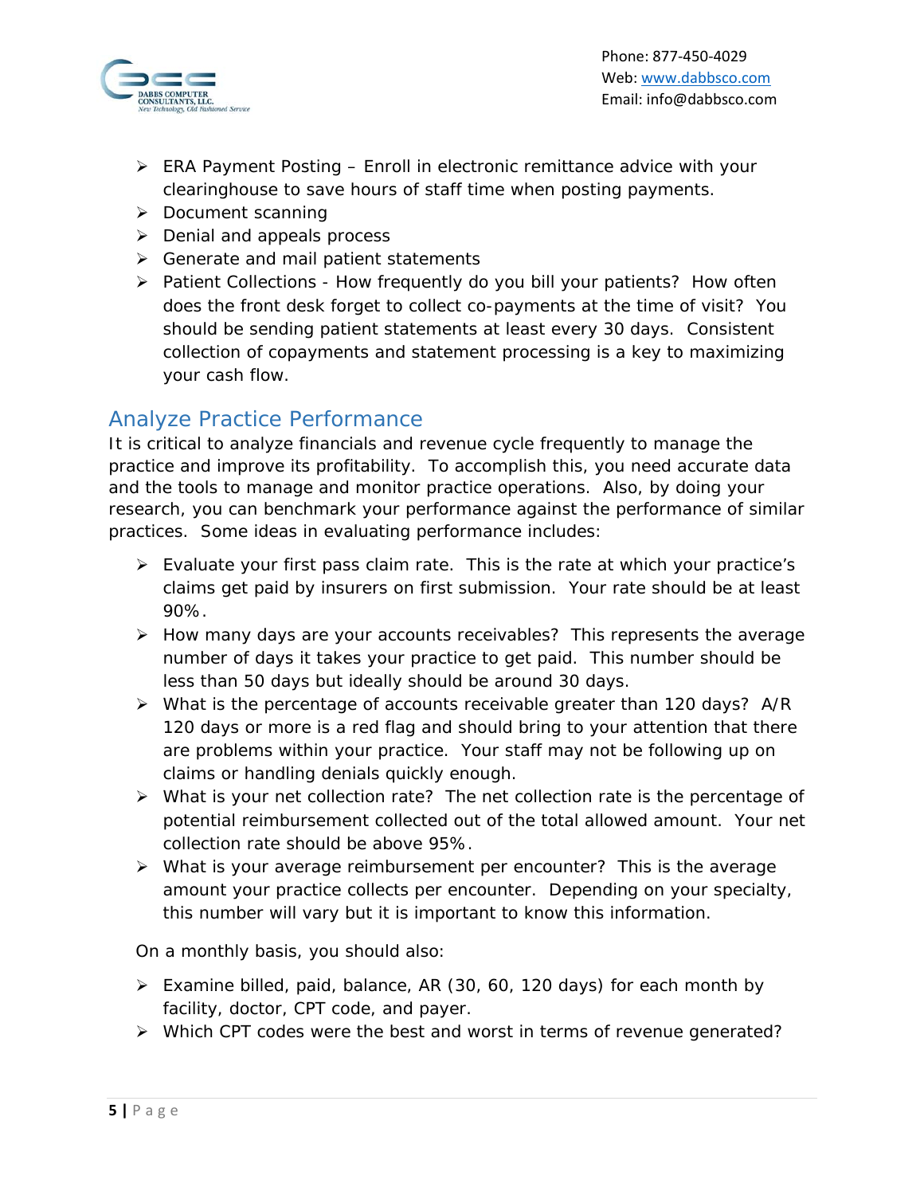- ERA Payment Posting – Enroll in electronic remittance advice with your clearinghouse to save hours of staff time when posting payments.
- Document scanning
- Denial and appeals process
- Generate and mail patient statements
- Patient Collections - How frequently do you bill your patients? How often does the front desk forget to collect co-payments at the time of visit? You should be sending patient statements at least every 30 days. Consistent collection of copayments and statement processing is a key to maximizing your cash flow.

## Analyze Practice Performance

It is critical to analyze financials and revenue cycle frequently to manage the practice and improve its profitability. To accomplish this, you need accurate data and the tools to manage and monitor practice operations. Also, by doing your research, you can benchmark your performance against the performance of similar practices. Some ideas in evaluating performance includes:

- Evaluate your first pass claim rate. This is the rate at which your practice's claims get paid by insurers on first submission. Your rate should be at least 90%.
- How many days are your accounts receivables? This represents the average number of days it takes your practice to get paid. This number should be less than 50 days but ideally should be around 30 days.
- What is the percentage of accounts receivable greater than 120 days? A/R 120 days or more is a red flag and should bring to your attention that there are problems within your practice. Your staff may not be following up on claims or handling denials quickly enough.
- What is your net collection rate? The net collection rate is the percentage of potential reimbursement collected out of the total allowed amount. Your net collection rate should be above 95%.
- What is your average reimbursement per encounter? This is the average amount your practice collects per encounter. Depending on your specialty, this number will vary but it is important to know this information.

On a monthly basis, you should also:

- Examine billed, paid, balance, AR (30, 60, 120 days) for each month by facility, doctor, CPT code, and payer.
- Which CPT codes were the best and worst in terms of revenue generated?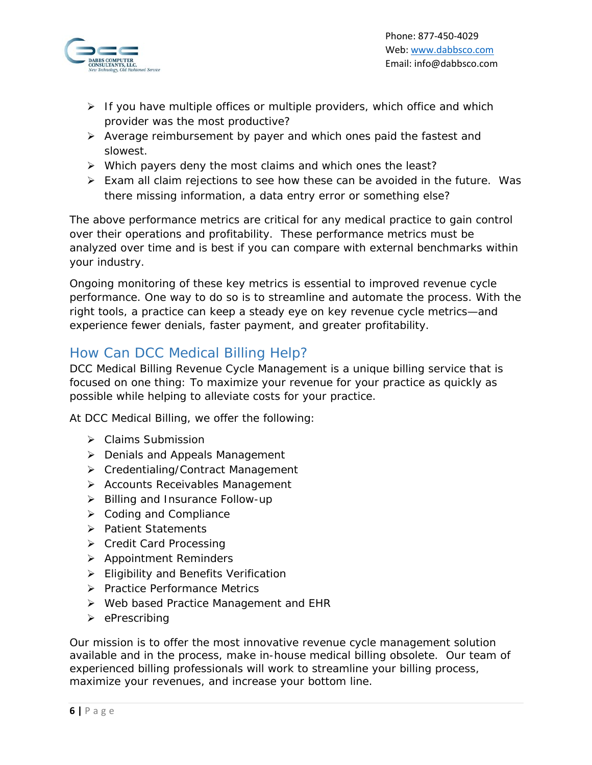- If you have multiple offices or multiple providers, which office and which provider was the most productive?
- Average reimbursement by payer and which ones paid the fastest and slowest.
- Which payers deny the most claims and which ones the least?
- Exam all claim rejections to see how these can be avoided in the future. Was there missing information, a data entry error or something else?

The above performance metrics are critical for any medical practice to gain control over their operations and profitability. These performance metrics must be analyzed over time and is best if you can compare with external benchmarks within your industry.

Ongoing monitoring of these key metrics is essential to improved revenue cycle performance. One way to do so is to streamline and automate the process. With the right tools, a practice can keep a steady eye on key revenue cycle metrics—and experience fewer denials, faster payment, and greater profitability.

## How Can DCC Medical Billing Help?

DCC Medical Billing Revenue Cycle Management is a unique billing service that is focused on one thing: To maximize your revenue for your practice as quickly as possible while helping to alleviate costs for your practice.

At DCC Medical Billing, we offer the following:

- Claims Submission
- Denials and Appeals Management
- Credentialing/Contract Management
- Accounts Receivables Management
- Billing and Insurance Follow-up
- Coding and Compliance
- Patient Statements
- Credit Card Processing
- Appointment Reminders
- Eligibility and Benefits Verification
- Practice Performance Metrics
- Web based Practice Management and EHR
- ePrescribing

Our mission is to offer the most innovative revenue cycle management solution available and in the process, make in-house medical billing obsolete. Our team of experienced billing professionals will work to streamline your billing process, maximize your revenues, and increase your bottom line.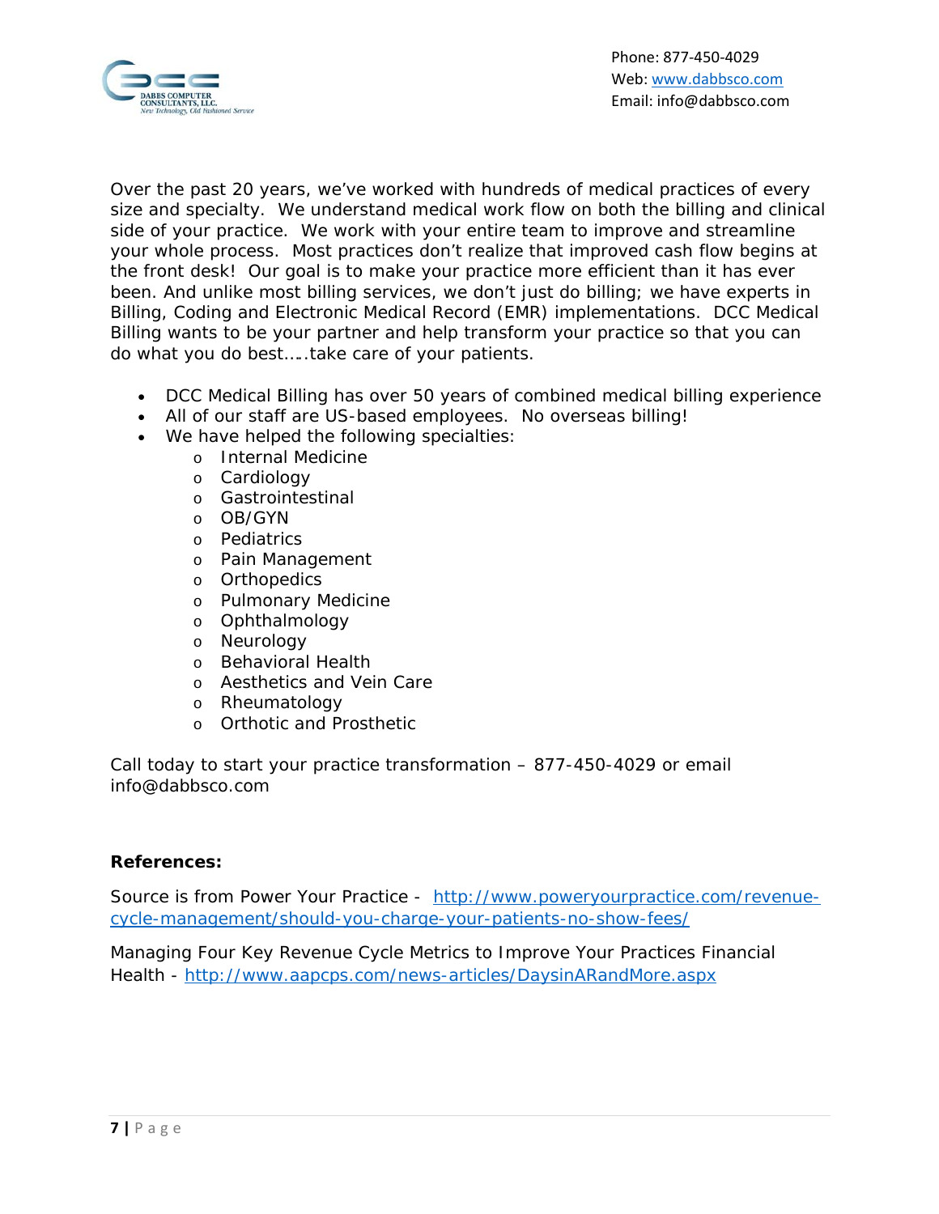Over the past 20 years, we've worked with hundreds of medical practices of every size and specialty. We understand medical work flow on both the billing and clinical side of your practice. We work with your entire team to improve and streamline your whole process. Most practices don't realize that improved cash flow begins at the front desk! Our goal is to make your practice more efficient than it has ever been. And unlike most billing services, we don't just do billing; we have experts in Billing, Coding and Electronic Medical Record (EMR) implementations. DCC Medical Billing wants to be your partner and help transform your practice so that you can do what you do best…..take care of your patients.

- DCC Medical Billing has over 50 years of combined medical billing experience
- All of our staff are US-based employees. No overseas billing!
- We have helped the following specialties:
  - Internal Medicine
  - Cardiology
  - Gastrointestinal
  - OB/GYN
  - Pediatrics
  - Pain Management
  - Orthopedics
  - Pulmonary Medicine
  - Ophthalmology
  - Neurology
  - Behavioral Health
  - Aesthetics and Vein Care
  - Rheumatology
  - Orthotic and Prosthetic

Call today to start your practice transformation – 877-450-4029 or email info@dabbsco.com

**References:**

Source is from Power Your Practice - http://www.poweryourpractice.com/revenue-cycle-management/should-you-charge-your-patients-no-show-fees/

Managing Four Key Revenue Cycle Metrics to Improve Your Practices Financial Health - http://www.aapcps.com/news-articles/DaysinARandMore.aspx